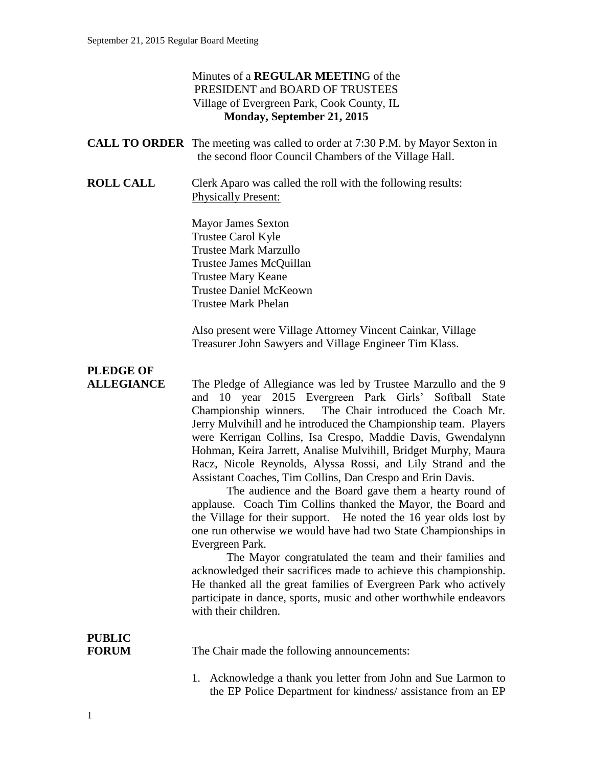Minutes of a **REGULAR MEETIN**G of the
PRESIDENT and BOARD OF TRUSTEES
Village of Evergreen Park, Cook County, IL
**Monday, September 21, 2015**

**CALL TO ORDER** The meeting was called to order at 7:30 P.M. by Mayor Sexton in the second floor Council Chambers of the Village Hall.

**ROLL CALL** Clerk Aparo was called the roll with the following results:
Physically Present:

Mayor James Sexton
Trustee Carol Kyle
Trustee Mark Marzullo
Trustee James McQuillan
Trustee Mary Keane
Trustee Daniel McKeown
Trustee Mark Phelan

Also present were Village Attorney Vincent Cainkar, Village Treasurer John Sawyers and Village Engineer Tim Klass.

**PLEDGE OF ALLEGIANCE** The Pledge of Allegiance was led by Trustee Marzullo and the 9 and 10 year 2015 Evergreen Park Girls' Softball State Championship winners. The Chair introduced the Coach Mr. Jerry Mulvihill and he introduced the Championship team. Players were Kerrigan Collins, Isa Crespo, Maddie Davis, Gwendalynn Hohman, Keira Jarrett, Analise Mulvihill, Bridget Murphy, Maura Racz, Nicole Reynolds, Alyssa Rossi, and Lily Strand and the Assistant Coaches, Tim Collins, Dan Crespo and Erin Davis.

The audience and the Board gave them a hearty round of applause. Coach Tim Collins thanked the Mayor, the Board and the Village for their support. He noted the 16 year olds lost by one run otherwise we would have had two State Championships in Evergreen Park.

The Mayor congratulated the team and their families and acknowledged their sacrifices made to achieve this championship. He thanked all the great families of Evergreen Park who actively participate in dance, sports, music and other worthwhile endeavors with their children.

**PUBLIC FORUM** The Chair made the following announcements:

1. Acknowledge a thank you letter from John and Sue Larmon to the EP Police Department for kindness/ assistance from an EP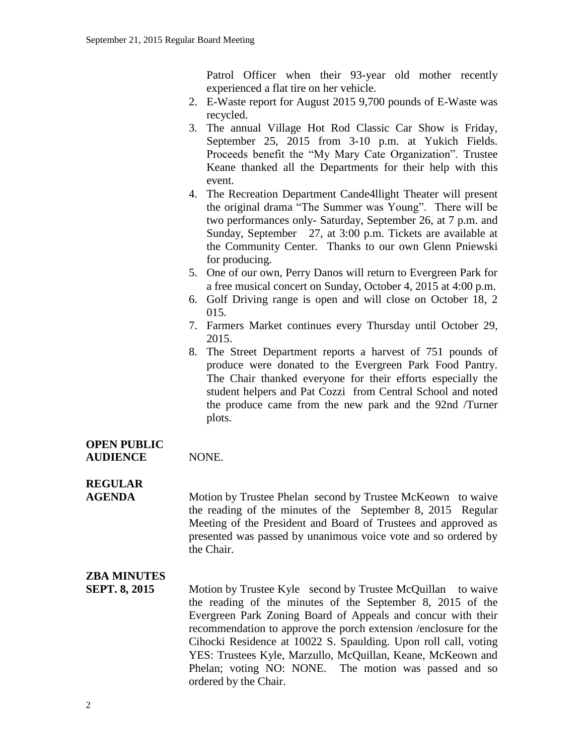Patrol Officer when their 93-year old mother recently experienced a flat tire on her vehicle.

2. E-Waste report for August 2015 9,700 pounds of E-Waste was recycled.
3. The annual Village Hot Rod Classic Car Show is Friday, September 25, 2015 from 3-10 p.m. at Yukich Fields. Proceeds benefit the "My Mary Cate Organization". Trustee Keane thanked all the Departments for their help with this event.
4. The Recreation Department Cande4llight Theater will present the original drama "The Summer was Young". There will be two performances only- Saturday, September 26, at 7 p.m. and Sunday, September 27, at 3:00 p.m. Tickets are available at the Community Center. Thanks to our own Glenn Pniewski for producing.
5. One of our own, Perry Danos will return to Evergreen Park for a free musical concert on Sunday, October 4, 2015 at 4:00 p.m.
6. Golf Driving range is open and will close on October 18, 2 015.
7. Farmers Market continues every Thursday until October 29, 2015.
8. The Street Department reports a harvest of 751 pounds of produce were donated to the Evergreen Park Food Pantry. The Chair thanked everyone for their efforts especially the student helpers and Pat Cozzi from Central School and noted the produce came from the new park and the 92nd /Turner plots.

**OPEN PUBLIC AUDIENCE** NONE.

**REGULAR AGENDA** Motion by Trustee Phelan second by Trustee McKeown to waive the reading of the minutes of the September 8, 2015 Regular Meeting of the President and Board of Trustees and approved as presented was passed by unanimous voice vote and so ordered by the Chair.

**ZBA MINUTES SEPT. 8, 2015** Motion by Trustee Kyle second by Trustee McQuillan to waive the reading of the minutes of the September 8, 2015 of the Evergreen Park Zoning Board of Appeals and concur with their recommendation to approve the porch extension /enclosure for the Cihocki Residence at 10022 S. Spaulding. Upon roll call, voting YES: Trustees Kyle, Marzullo, McQuillan, Keane, McKeown and Phelan; voting NO: NONE. The motion was passed and so ordered by the Chair.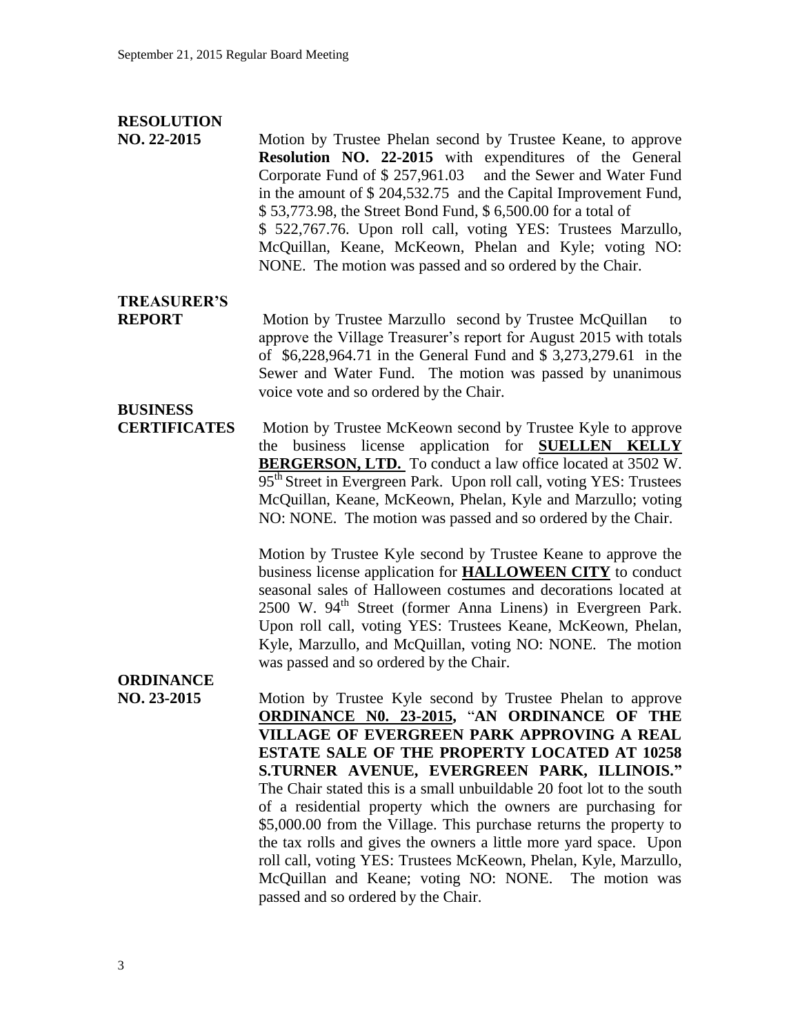**RESOLUTION NO. 22-2015**

Motion by Trustee Phelan second by Trustee Keane, to approve **Resolution NO. 22-2015** with expenditures of the General Corporate Fund of $ 257,961.03 and the Sewer and Water Fund in the amount of $ 204,532.75 and the Capital Improvement Fund, $ 53,773.98, the Street Bond Fund, $ 6,500.00 for a total of $ 522,767.76. Upon roll call, voting YES: Trustees Marzullo, McQuillan, Keane, McKeown, Phelan and Kyle; voting NO: NONE. The motion was passed and so ordered by the Chair.

**TREASURER'S REPORT**

Motion by Trustee Marzullo second by Trustee McQuillan to approve the Village Treasurer's report for August 2015 with totals of $6,228,964.71 in the General Fund and $ 3,273,279.61 in the Sewer and Water Fund. The motion was passed by unanimous voice vote and so ordered by the Chair.

**BUSINESS CERTIFICATES**

Motion by Trustee McKeown second by Trustee Kyle to approve the business license application for **SUELLEN KELLY BERGERSON, LTD.** To conduct a law office located at 3502 W. 95th Street in Evergreen Park. Upon roll call, voting YES: Trustees McQuillan, Keane, McKeown, Phelan, Kyle and Marzullo; voting NO: NONE. The motion was passed and so ordered by the Chair.

Motion by Trustee Kyle second by Trustee Keane to approve the business license application for **HALLOWEEN CITY** to conduct seasonal sales of Halloween costumes and decorations located at 2500 W. 94th Street (former Anna Linens) in Evergreen Park. Upon roll call, voting YES: Trustees Keane, McKeown, Phelan, Kyle, Marzullo, and McQuillan, voting NO: NONE. The motion was passed and so ordered by the Chair.

**ORDINANCE NO. 23-2015**

Motion by Trustee Kyle second by Trustee Phelan to approve **ORDINANCE N0. 23-2015, "AN ORDINANCE OF THE VILLAGE OF EVERGREEN PARK APPROVING A REAL ESTATE SALE OF THE PROPERTY LOCATED AT 10258 S.TURNER AVENUE, EVERGREEN PARK, ILLINOIS."** The Chair stated this is a small unbuildable 20 foot lot to the south of a residential property which the owners are purchasing for $5,000.00 from the Village. This purchase returns the property to the tax rolls and gives the owners a little more yard space. Upon roll call, voting YES: Trustees McKeown, Phelan, Kyle, Marzullo, McQuillan and Keane; voting NO: NONE. The motion was passed and so ordered by the Chair.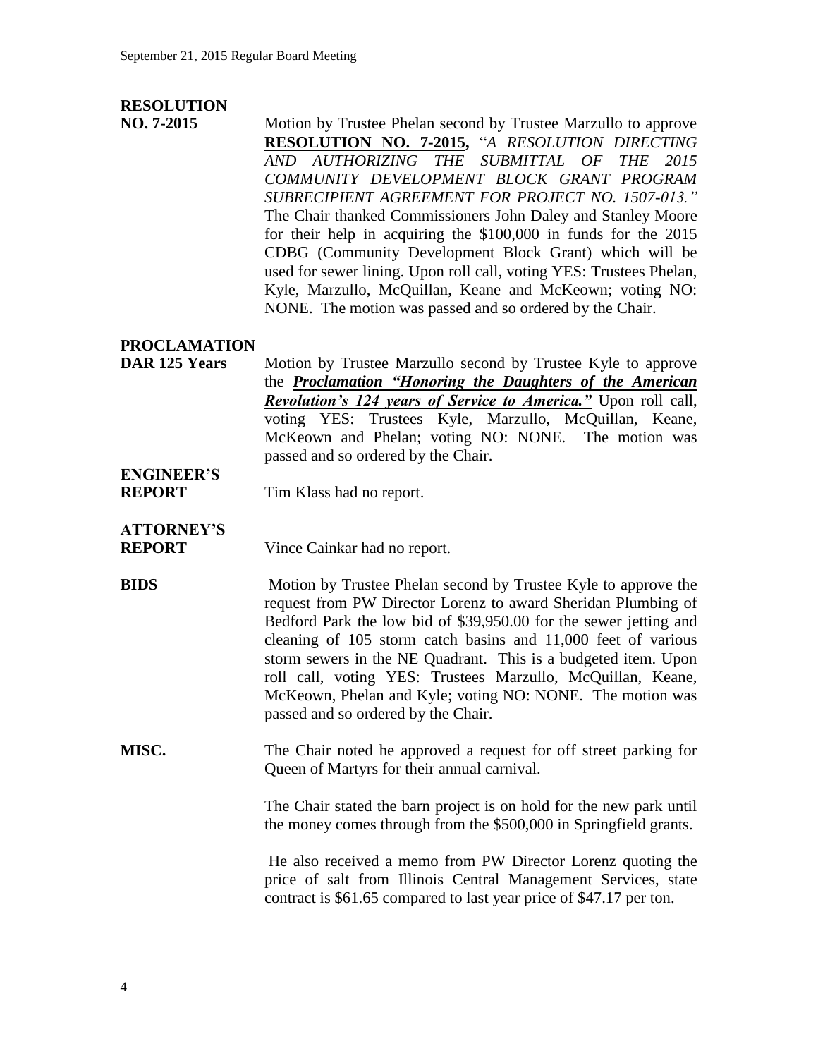**RESOLUTION NO. 7-2015**

Motion by Trustee Phelan second by Trustee Marzullo to approve **RESOLUTION NO. 7-2015,** "*A RESOLUTION DIRECTING AND AUTHORIZING THE SUBMITTAL OF THE 2015 COMMUNITY DEVELOPMENT BLOCK GRANT PROGRAM SUBRECIPIENT AGREEMENT FOR PROJECT NO. 1507-013.*" The Chair thanked Commissioners John Daley and Stanley Moore for their help in acquiring the $100,000 in funds for the 2015 CDBG (Community Development Block Grant) which will be used for sewer lining. Upon roll call, voting YES: Trustees Phelan, Kyle, Marzullo, McQuillan, Keane and McKeown; voting NO: NONE. The motion was passed and so ordered by the Chair.

**PROCLAMATION DAR 125 Years**

Motion by Trustee Marzullo second by Trustee Kyle to approve the ***Proclamation "Honoring the Daughters of the American Revolution's 124 years of Service to America."*** Upon roll call, voting YES: Trustees Kyle, Marzullo, McQuillan, Keane, McKeown and Phelan; voting NO: NONE. The motion was passed and so ordered by the Chair.

**ENGINEER'S REPORT**

Tim Klass had no report.

**ATTORNEY'S REPORT**

Vince Cainkar had no report.

**BIDS**

Motion by Trustee Phelan second by Trustee Kyle to approve the request from PW Director Lorenz to award Sheridan Plumbing of Bedford Park the low bid of $39,950.00 for the sewer jetting and cleaning of 105 storm catch basins and 11,000 feet of various storm sewers in the NE Quadrant. This is a budgeted item. Upon roll call, voting YES: Trustees Marzullo, McQuillan, Keane, McKeown, Phelan and Kyle; voting NO: NONE. The motion was passed and so ordered by the Chair.

**MISC.**

The Chair noted he approved a request for off street parking for Queen of Martyrs for their annual carnival.

The Chair stated the barn project is on hold for the new park until the money comes through from the $500,000 in Springfield grants.

He also received a memo from PW Director Lorenz quoting the price of salt from Illinois Central Management Services, state contract is $61.65 compared to last year price of $47.17 per ton.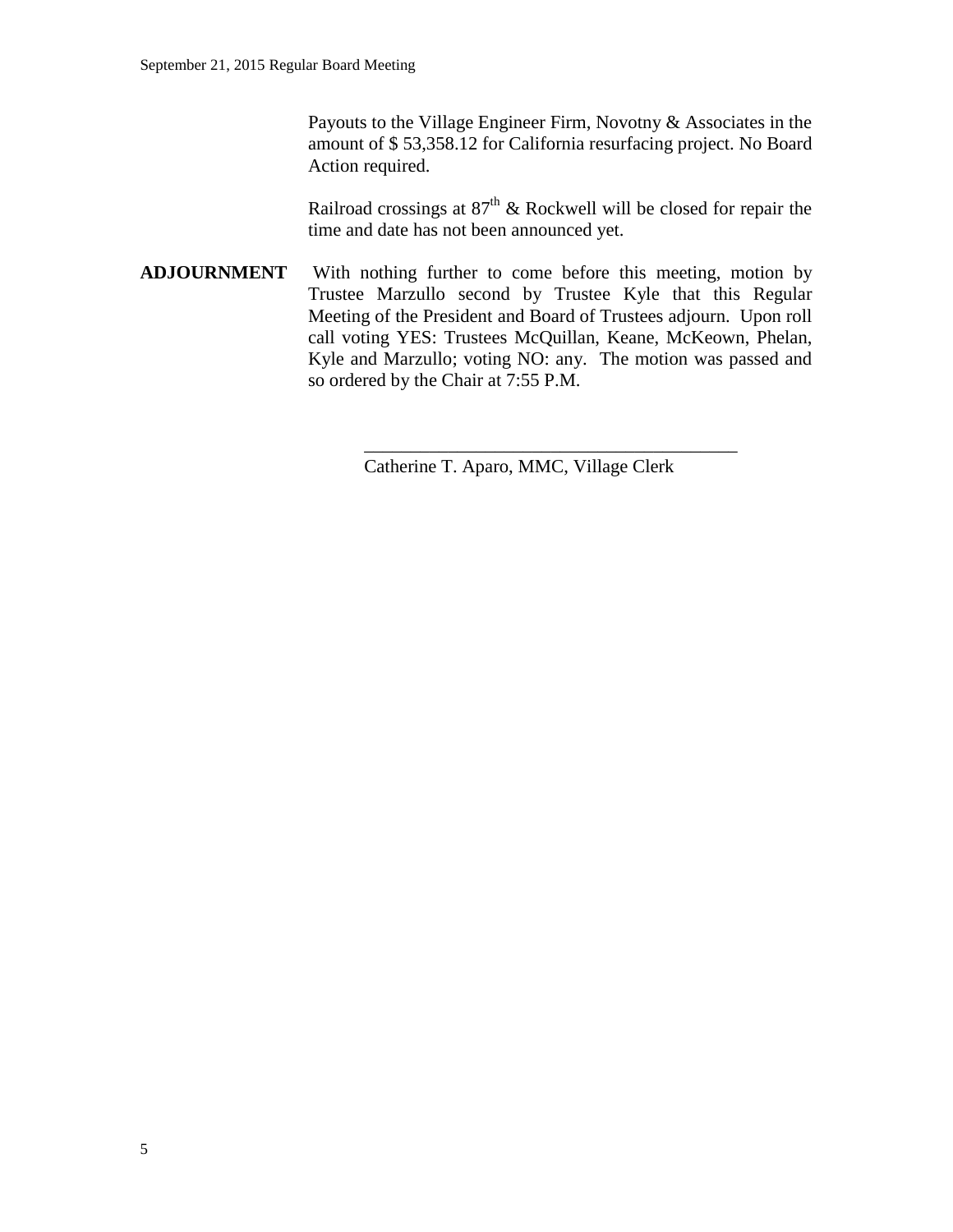Payouts to the Village Engineer Firm, Novotny & Associates in the amount of $ 53,358.12 for California resurfacing project. No Board Action required.

Railroad crossings at $87^{th}$ & Rockwell will be closed for repair the time and date has not been announced yet.

**ADJOURNMENT** With nothing further to come before this meeting, motion by Trustee Marzullo second by Trustee Kyle that this Regular Meeting of the President and Board of Trustees adjourn. Upon roll call voting YES: Trustees McQuillan, Keane, McKeown, Phelan, Kyle and Marzullo; voting NO: any. The motion was passed and so ordered by the Chair at 7:55 P.M.

\_\_\_\_\_\_\_\_\_\_\_\_\_\_\_\_\_\_\_\_\_\_\_\_\_\_\_\_\_\_\_\_\_\_\_\_\_\_\_\_

Catherine T. Aparo, MMC, Village Clerk